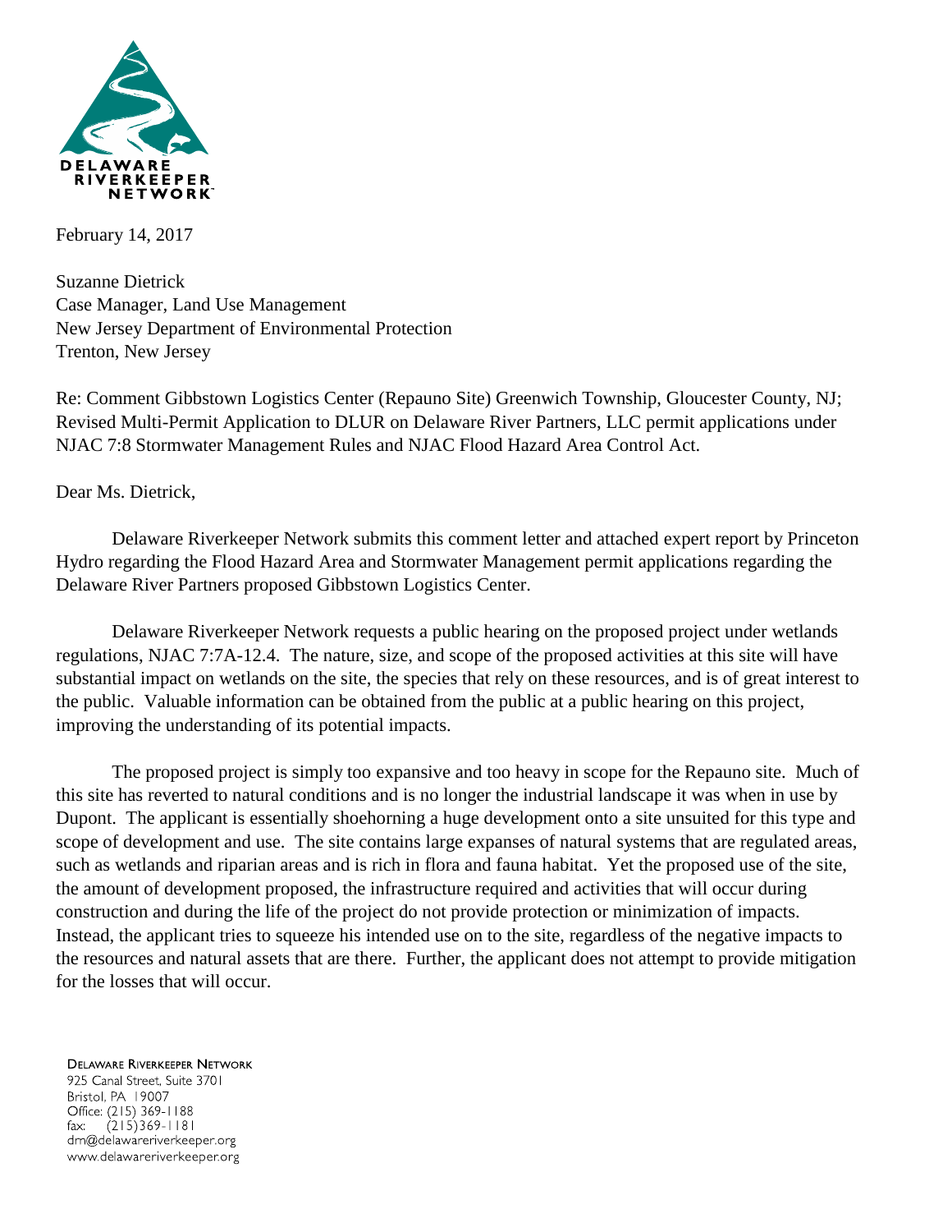DELAWARE RIVERKEEPER NETWORK

February 14, 2017

Suzanne Dietrick
Case Manager, Land Use Management
New Jersey Department of Environmental Protection
Trenton, New Jersey

Re: Comment Gibbstown Logistics Center (Repauno Site) Greenwich Township, Gloucester County, NJ; Revised Multi-Permit Application to DLUR on Delaware River Partners, LLC permit applications under NJAC 7:8 Stormwater Management Rules and NJAC Flood Hazard Area Control Act.

Dear Ms. Dietrick,

Delaware Riverkeeper Network submits this comment letter and attached expert report by Princeton Hydro regarding the Flood Hazard Area and Stormwater Management permit applications regarding the Delaware River Partners proposed Gibbstown Logistics Center.

Delaware Riverkeeper Network requests a public hearing on the proposed project under wetlands regulations, NJAC 7:7A-12.4. The nature, size, and scope of the proposed activities at this site will have substantial impact on wetlands on the site, the species that rely on these resources, and is of great interest to the public. Valuable information can be obtained from the public at a public hearing on this project, improving the understanding of its potential impacts.

The proposed project is simply too expansive and too heavy in scope for the Repauno site. Much of this site has reverted to natural conditions and is no longer the industrial landscape it was when in use by Dupont. The applicant is essentially shoehorning a huge development onto a site unsuited for this type and scope of development and use. The site contains large expanses of natural systems that are regulated areas, such as wetlands and riparian areas and is rich in flora and fauna habitat. Yet the proposed use of the site, the amount of development proposed, the infrastructure required and activities that will occur during construction and during the life of the project do not provide protection or minimization of impacts. Instead, the applicant tries to squeeze his intended use on to the site, regardless of the negative impacts to the resources and natural assets that are there. Further, the applicant does not attempt to provide mitigation for the losses that will occur.

DELAWARE RIVERKEEPER NETWORK
925 Canal Street, Suite 3701
Bristol, PA 19007
Office: (215) 369-1188
fax: (215)369-1181
drn@delawareriverkeeper.org
www.delawareriverkeeper.org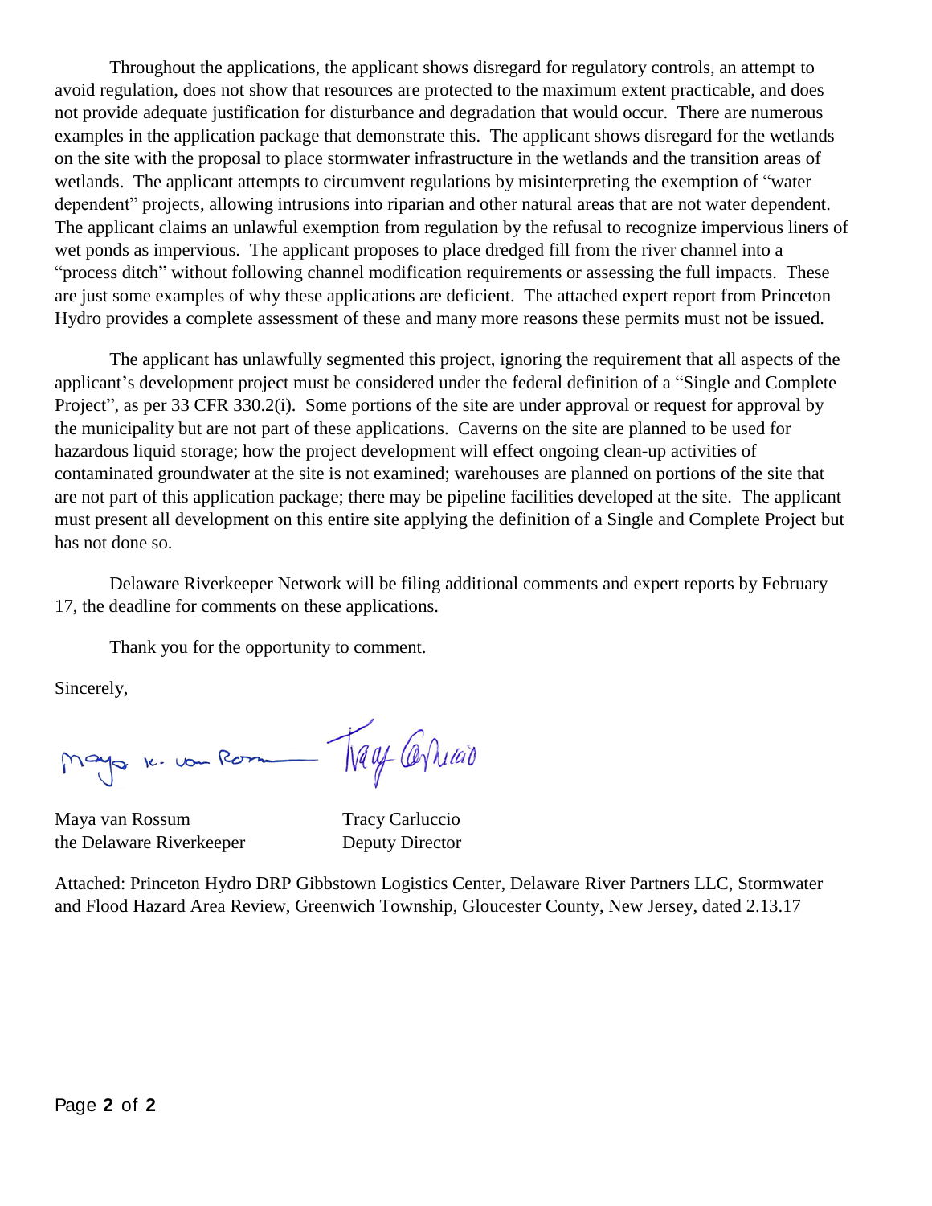Throughout the applications, the applicant shows disregard for regulatory controls, an attempt to avoid regulation, does not show that resources are protected to the maximum extent practicable, and does not provide adequate justification for disturbance and degradation that would occur. There are numerous examples in the application package that demonstrate this. The applicant shows disregard for the wetlands on the site with the proposal to place stormwater infrastructure in the wetlands and the transition areas of wetlands. The applicant attempts to circumvent regulations by misinterpreting the exemption of "water dependent" projects, allowing intrusions into riparian and other natural areas that are not water dependent. The applicant claims an unlawful exemption from regulation by the refusal to recognize impervious liners of wet ponds as impervious. The applicant proposes to place dredged fill from the river channel into a "process ditch" without following channel modification requirements or assessing the full impacts. These are just some examples of why these applications are deficient. The attached expert report from Princeton Hydro provides a complete assessment of these and many more reasons these permits must not be issued.

The applicant has unlawfully segmented this project, ignoring the requirement that all aspects of the applicant's development project must be considered under the federal definition of a "Single and Complete Project", as per 33 CFR 330.2(i). Some portions of the site are under approval or request for approval by the municipality but are not part of these applications. Caverns on the site are planned to be used for hazardous liquid storage; how the project development will effect ongoing clean-up activities of contaminated groundwater at the site is not examined; warehouses are planned on portions of the site that are not part of this application package; there may be pipeline facilities developed at the site. The applicant must present all development on this entire site applying the definition of a Single and Complete Project but has not done so.

Delaware Riverkeeper Network will be filing additional comments and expert reports by February 17, the deadline for comments on these applications.

Thank you for the opportunity to comment.

Sincerely,

Maya van Rossum
the Delaware Riverkeeper

Tracy Carluccio
Deputy Director

Attached: Princeton Hydro DRP Gibbstown Logistics Center, Delaware River Partners LLC, Stormwater and Flood Hazard Area Review, Greenwich Township, Gloucester County, New Jersey, dated 2.13.17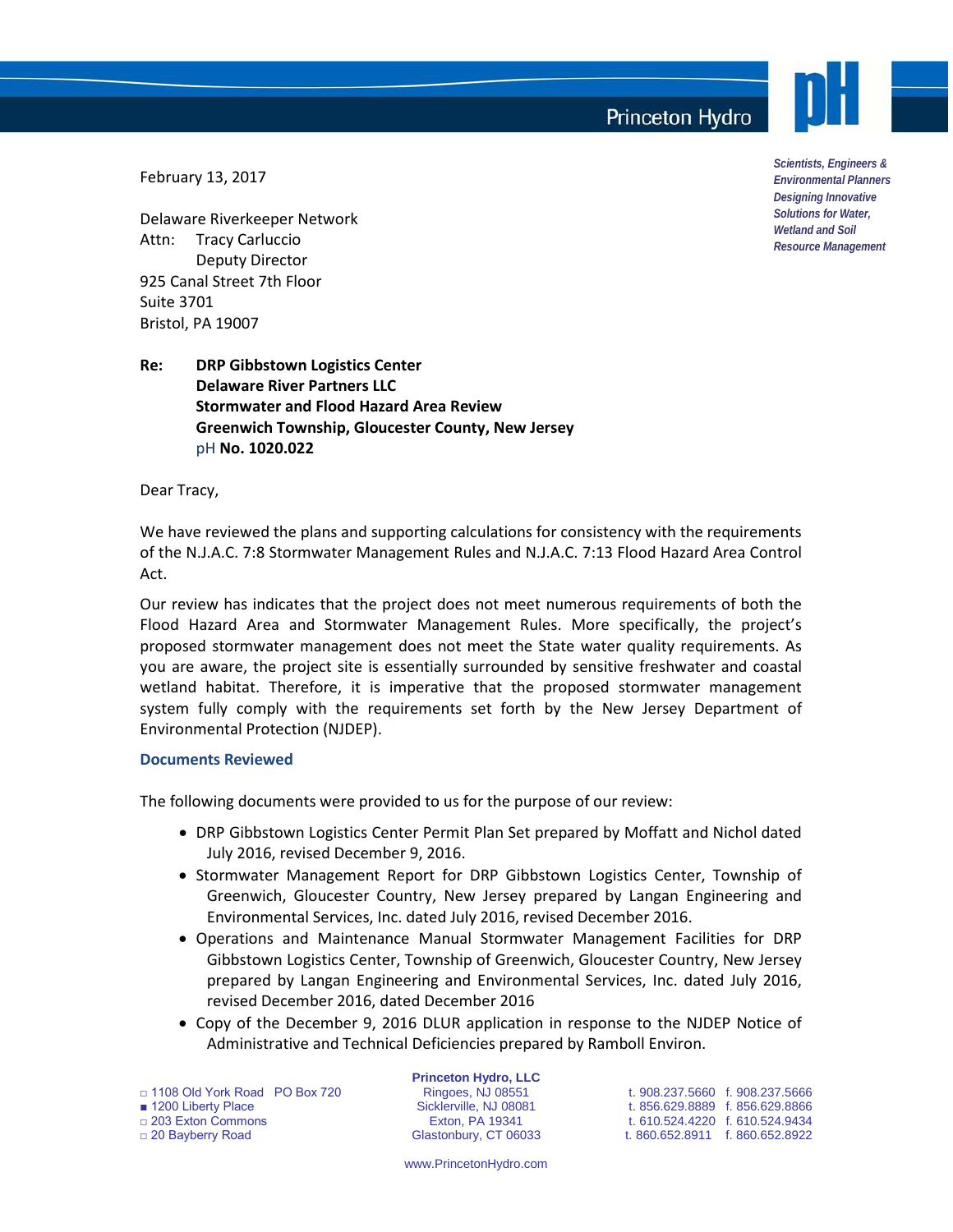February 13, 2017

Delaware Riverkeeper Network
Attn: Tracy Carluccio
Deputy Director
925 Canal Street 7th Floor
Suite 3701
Bristol, PA 19007

**Re: DRP Gibbstown Logistics Center**
**Delaware River Partners LLC**
**Stormwater and Flood Hazard Area Review**
**Greenwich Township, Gloucester County, New Jersey**
pH **No. 1020.022**

Dear Tracy,

We have reviewed the plans and supporting calculations for consistency with the requirements of the N.J.A.C. 7:8 Stormwater Management Rules and N.J.A.C. 7:13 Flood Hazard Area Control Act.

Our review has indicates that the project does not meet numerous requirements of both the Flood Hazard Area and Stormwater Management Rules. More specifically, the project's proposed stormwater management does not meet the State water quality requirements. As you are aware, the project site is essentially surrounded by sensitive freshwater and coastal wetland habitat. Therefore, it is imperative that the proposed stormwater management system fully comply with the requirements set forth by the New Jersey Department of Environmental Protection (NJDEP).

## Documents Reviewed

The following documents were provided to us for the purpose of our review:

- DRP Gibbstown Logistics Center Permit Plan Set prepared by Moffatt and Nichol dated July 2016, revised December 9, 2016.
- Stormwater Management Report for DRP Gibbstown Logistics Center, Township of Greenwich, Gloucester Country, New Jersey prepared by Langan Engineering and Environmental Services, Inc. dated July 2016, revised December 2016.
- Operations and Maintenance Manual Stormwater Management Facilities for DRP Gibbstown Logistics Center, Township of Greenwich, Gloucester Country, New Jersey prepared by Langan Engineering and Environmental Services, Inc. dated July 2016, revised December 2016, dated December 2016
- Copy of the December 9, 2016 DLUR application in response to the NJDEP Notice of Administrative and Technical Deficiencies prepared by Ramboll Environ.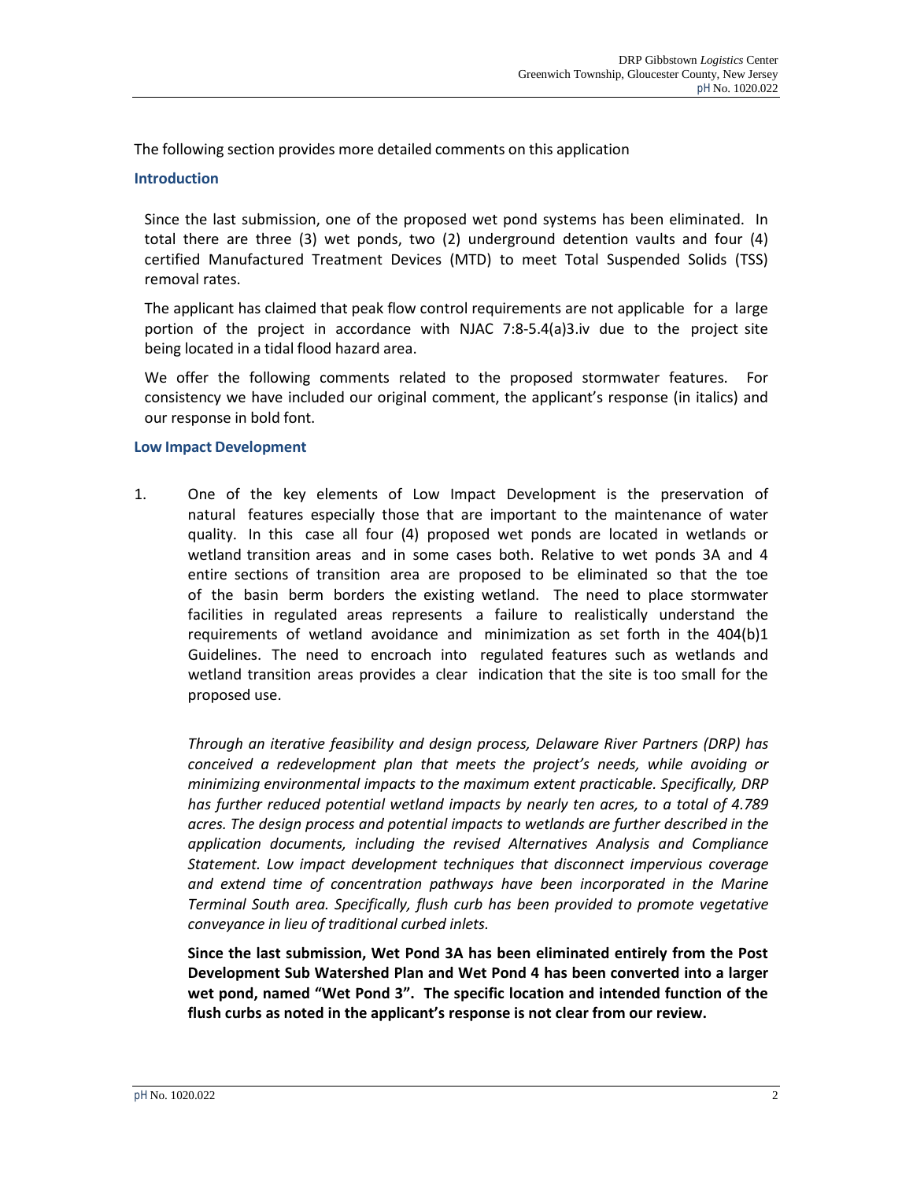The following section provides more detailed comments on this application

### Introduction

Since the last submission, one of the proposed wet pond systems has been eliminated. In total there are three (3) wet ponds, two (2) underground detention vaults and four (4) certified Manufactured Treatment Devices (MTD) to meet Total Suspended Solids (TSS) removal rates.

The applicant has claimed that peak flow control requirements are not applicable for a large portion of the project in accordance with NJAC 7:8-5.4(a)3.iv due to the project site being located in a tidal flood hazard area.

We offer the following comments related to the proposed stormwater features. For consistency we have included our original comment, the applicant's response (in italics) and our response in bold font.

### Low Impact Development

1. One of the key elements of Low Impact Development is the preservation of natural features especially those that are important to the maintenance of water quality. In this case all four (4) proposed wet ponds are located in wetlands or wetland transition areas and in some cases both. Relative to wet ponds 3A and 4 entire sections of transition area are proposed to be eliminated so that the toe of the basin berm borders the existing wetland. The need to place stormwater facilities in regulated areas represents a failure to realistically understand the requirements of wetland avoidance and minimization as set forth in the 404(b)1 Guidelines. The need to encroach into regulated features such as wetlands and wetland transition areas provides a clear indication that the site is too small for the proposed use.

   *Through an iterative feasibility and design process, Delaware River Partners (DRP) has conceived a redevelopment plan that meets the project's needs, while avoiding or minimizing environmental impacts to the maximum extent practicable. Specifically, DRP has further reduced potential wetland impacts by nearly ten acres, to a total of 4.789 acres. The design process and potential impacts to wetlands are further described in the application documents, including the revised Alternatives Analysis and Compliance Statement. Low impact development techniques that disconnect impervious coverage and extend time of concentration pathways have been incorporated in the Marine Terminal South area. Specifically, flush curb has been provided to promote vegetative conveyance in lieu of traditional curbed inlets.*

   **Since the last submission, Wet Pond 3A has been eliminated entirely from the Post Development Sub Watershed Plan and Wet Pond 4 has been converted into a larger wet pond, named "Wet Pond 3". The specific location and intended function of the flush curbs as noted in the applicant's response is not clear from our review.**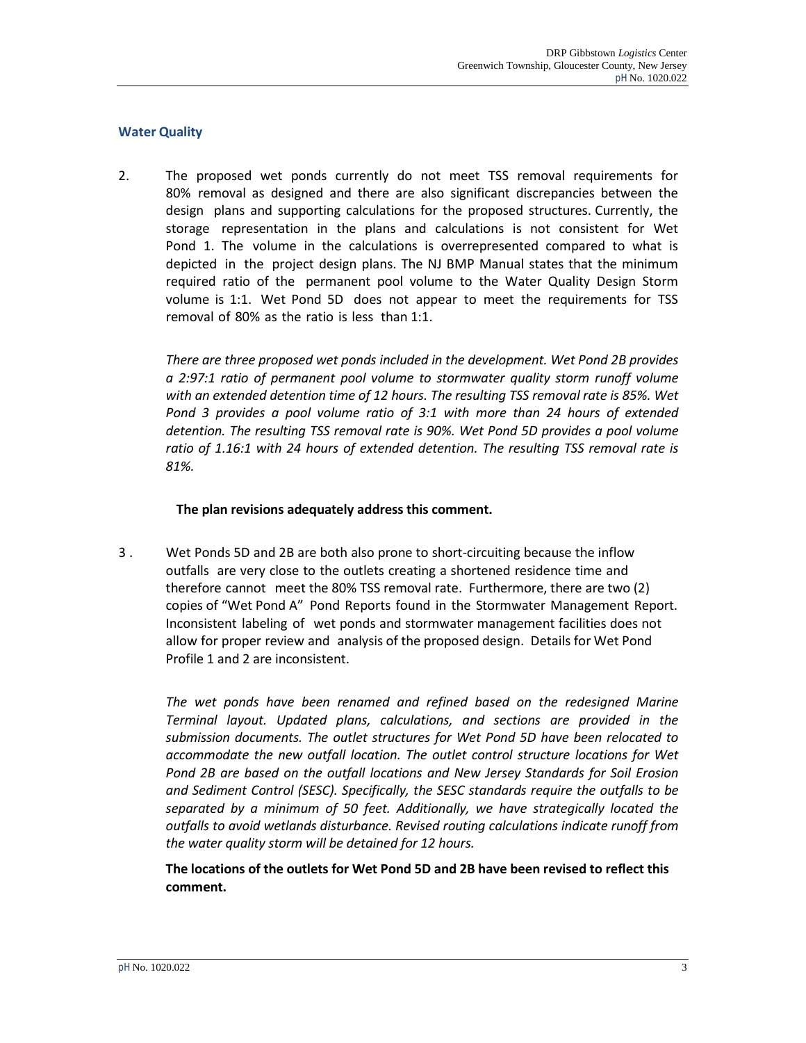## Water Quality

2. The proposed wet ponds currently do not meet TSS removal requirements for 80% removal as designed and there are also significant discrepancies between the design plans and supporting calculations for the proposed structures. Currently, the storage representation in the plans and calculations is not consistent for Wet Pond 1. The volume in the calculations is overrepresented compared to what is depicted in the project design plans. The NJ BMP Manual states that the minimum required ratio of the permanent pool volume to the Water Quality Design Storm volume is 1:1. Wet Pond 5D does not appear to meet the requirements for TSS removal of 80% as the ratio is less than 1:1.

   *There are three proposed wet ponds included in the development. Wet Pond 2B provides a 2:97:1 ratio of permanent pool volume to stormwater quality storm runoff volume with an extended detention time of 12 hours. The resulting TSS removal rate is 85%. Wet Pond 3 provides a pool volume ratio of 3:1 with more than 24 hours of extended detention. The resulting TSS removal rate is 90%. Wet Pond 5D provides a pool volume ratio of 1.16:1 with 24 hours of extended detention. The resulting TSS removal rate is 81%.*

   **The plan revisions adequately address this comment.**

3. Wet Ponds 5D and 2B are both also prone to short-circuiting because the inflow outfalls are very close to the outlets creating a shortened residence time and therefore cannot meet the 80% TSS removal rate. Furthermore, there are two (2) copies of "Wet Pond A" Pond Reports found in the Stormwater Management Report. Inconsistent labeling of wet ponds and stormwater management facilities does not allow for proper review and analysis of the proposed design. Details for Wet Pond Profile 1 and 2 are inconsistent.

   *The wet ponds have been renamed and refined based on the redesigned Marine Terminal layout. Updated plans, calculations, and sections are provided in the submission documents. The outlet structures for Wet Pond 5D have been relocated to accommodate the new outfall location. The outlet control structure locations for Wet Pond 2B are based on the outfall locations and New Jersey Standards for Soil Erosion and Sediment Control (SESC). Specifically, the SESC standards require the outfalls to be separated by a minimum of 50 feet. Additionally, we have strategically located the outfalls to avoid wetlands disturbance. Revised routing calculations indicate runoff from the water quality storm will be detained for 12 hours.*

   **The locations of the outlets for Wet Pond 5D and 2B have been revised to reflect this comment.**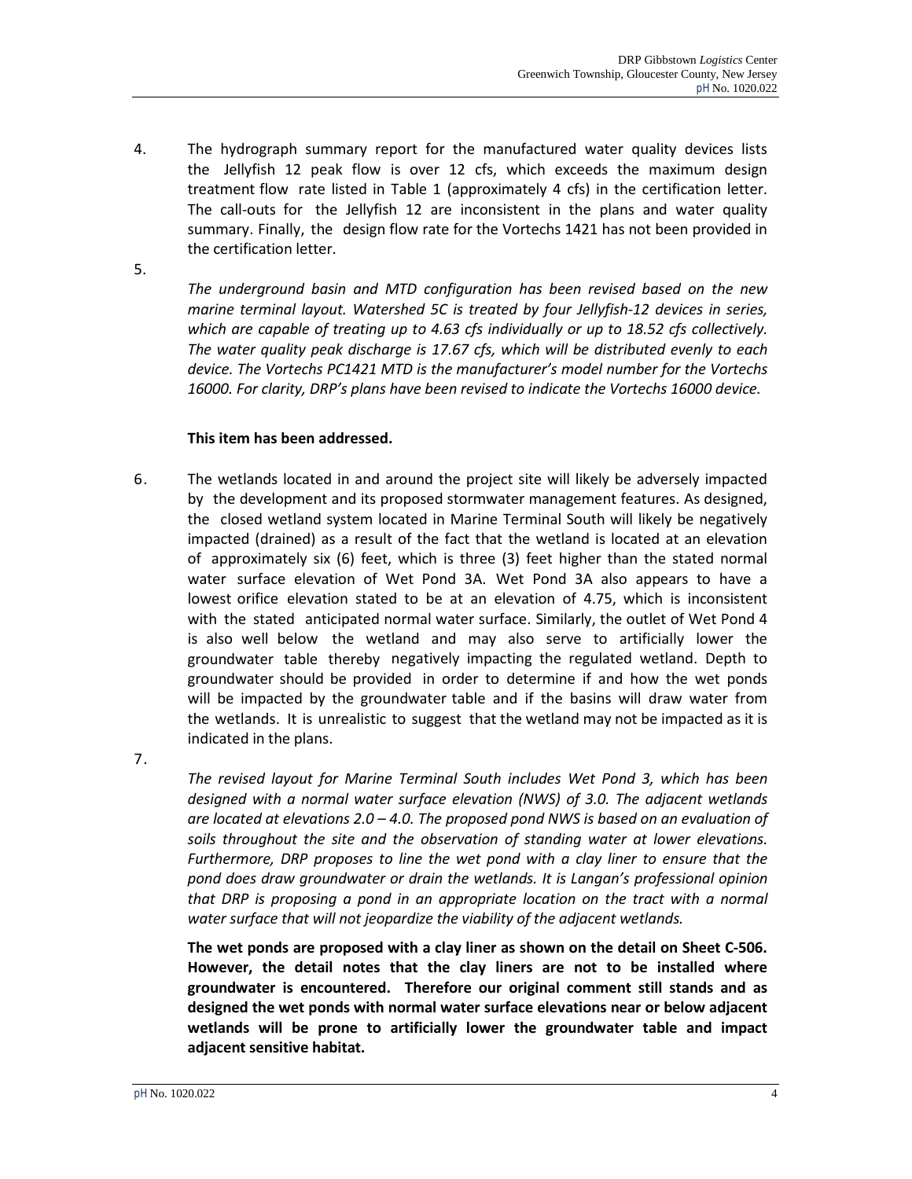4. The hydrograph summary report for the manufactured water quality devices lists the Jellyfish 12 peak flow is over 12 cfs, which exceeds the maximum design treatment flow rate listed in Table 1 (approximately 4 cfs) in the certification letter. The call-outs for the Jellyfish 12 are inconsistent in the plans and water quality summary. Finally, the design flow rate for the Vortechs 1421 has not been provided in the certification letter.

5.

   *The underground basin and MTD configuration has been revised based on the new marine terminal layout. Watershed 5C is treated by four Jellyfish-12 devices in series, which are capable of treating up to 4.63 cfs individually or up to 18.52 cfs collectively. The water quality peak discharge is 17.67 cfs, which will be distributed evenly to each device. The Vortechs PC1421 MTD is the manufacturer's model number for the Vortechs 16000. For clarity, DRP's plans have been revised to indicate the Vortechs 16000 device.*

   **This item has been addressed.**

6. The wetlands located in and around the project site will likely be adversely impacted by the development and its proposed stormwater management features. As designed, the closed wetland system located in Marine Terminal South will likely be negatively impacted (drained) as a result of the fact that the wetland is located at an elevation of approximately six (6) feet, which is three (3) feet higher than the stated normal water surface elevation of Wet Pond 3A. Wet Pond 3A also appears to have a lowest orifice elevation stated to be at an elevation of 4.75, which is inconsistent with the stated anticipated normal water surface. Similarly, the outlet of Wet Pond 4 is also well below the wetland and may also serve to artificially lower the groundwater table thereby negatively impacting the regulated wetland. Depth to groundwater should be provided in order to determine if and how the wet ponds will be impacted by the groundwater table and if the basins will draw water from the wetlands. It is unrealistic to suggest that the wetland may not be impacted as it is indicated in the plans.

7.

   *The revised layout for Marine Terminal South includes Wet Pond 3, which has been designed with a normal water surface elevation (NWS) of 3.0. The adjacent wetlands are located at elevations 2.0 – 4.0. The proposed pond NWS is based on an evaluation of soils throughout the site and the observation of standing water at lower elevations. Furthermore, DRP proposes to line the wet pond with a clay liner to ensure that the pond does draw groundwater or drain the wetlands. It is Langan's professional opinion that DRP is proposing a pond in an appropriate location on the tract with a normal water surface that will not jeopardize the viability of the adjacent wetlands.*

   **The wet ponds are proposed with a clay liner as shown on the detail on Sheet C-506. However, the detail notes that the clay liners are not to be installed where groundwater is encountered. Therefore our original comment still stands and as designed the wet ponds with normal water surface elevations near or below adjacent wetlands will be prone to artificially lower the groundwater table and impact adjacent sensitive habitat.**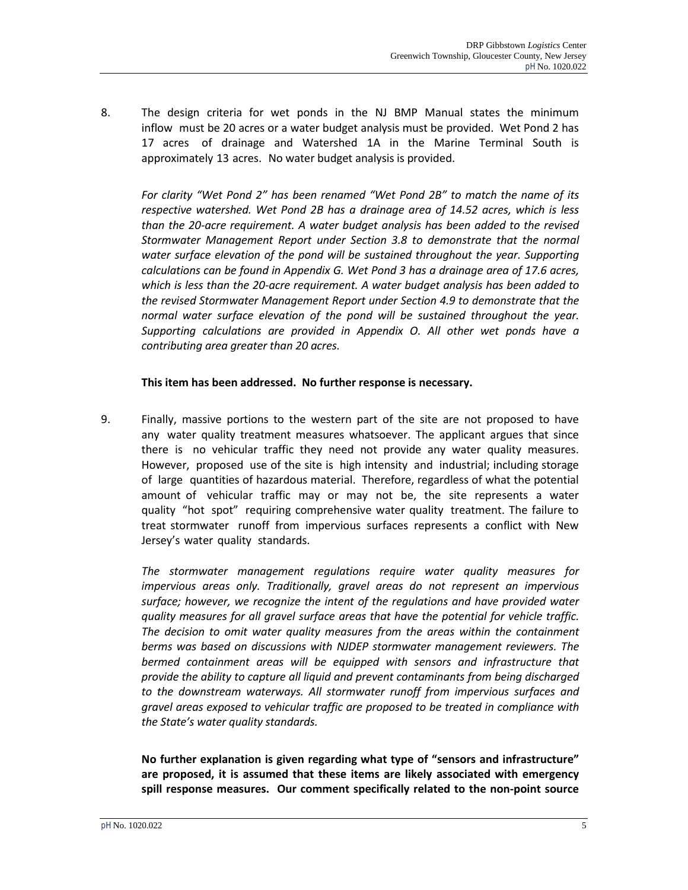8. The design criteria for wet ponds in the NJ BMP Manual states the minimum inflow must be 20 acres or a water budget analysis must be provided. Wet Pond 2 has 17 acres of drainage and Watershed 1A in the Marine Terminal South is approximately 13 acres. No water budget analysis is provided.

   *For clarity "Wet Pond 2" has been renamed "Wet Pond 2B" to match the name of its respective watershed. Wet Pond 2B has a drainage area of 14.52 acres, which is less than the 20-acre requirement. A water budget analysis has been added to the revised Stormwater Management Report under Section 3.8 to demonstrate that the normal water surface elevation of the pond will be sustained throughout the year. Supporting calculations can be found in Appendix G. Wet Pond 3 has a drainage area of 17.6 acres, which is less than the 20-acre requirement. A water budget analysis has been added to the revised Stormwater Management Report under Section 4.9 to demonstrate that the normal water surface elevation of the pond will be sustained throughout the year. Supporting calculations are provided in Appendix O. All other wet ponds have a contributing area greater than 20 acres.*

   **This item has been addressed. No further response is necessary.**

9. Finally, massive portions to the western part of the site are not proposed to have any water quality treatment measures whatsoever. The applicant argues that since there is no vehicular traffic they need not provide any water quality measures. However, proposed use of the site is high intensity and industrial; including storage of large quantities of hazardous material. Therefore, regardless of what the potential amount of vehicular traffic may or may not be, the site represents a water quality "hot spot" requiring comprehensive water quality treatment. The failure to treat stormwater runoff from impervious surfaces represents a conflict with New Jersey's water quality standards.

   *The stormwater management regulations require water quality measures for impervious areas only. Traditionally, gravel areas do not represent an impervious surface; however, we recognize the intent of the regulations and have provided water quality measures for all gravel surface areas that have the potential for vehicle traffic. The decision to omit water quality measures from the areas within the containment berms was based on discussions with NJDEP stormwater management reviewers. The bermed containment areas will be equipped with sensors and infrastructure that provide the ability to capture all liquid and prevent contaminants from being discharged to the downstream waterways. All stormwater runoff from impervious surfaces and gravel areas exposed to vehicular traffic are proposed to be treated in compliance with the State's water quality standards.*

   **No further explanation is given regarding what type of "sensors and infrastructure" are proposed, it is assumed that these items are likely associated with emergency spill response measures. Our comment specifically related to the non-point source**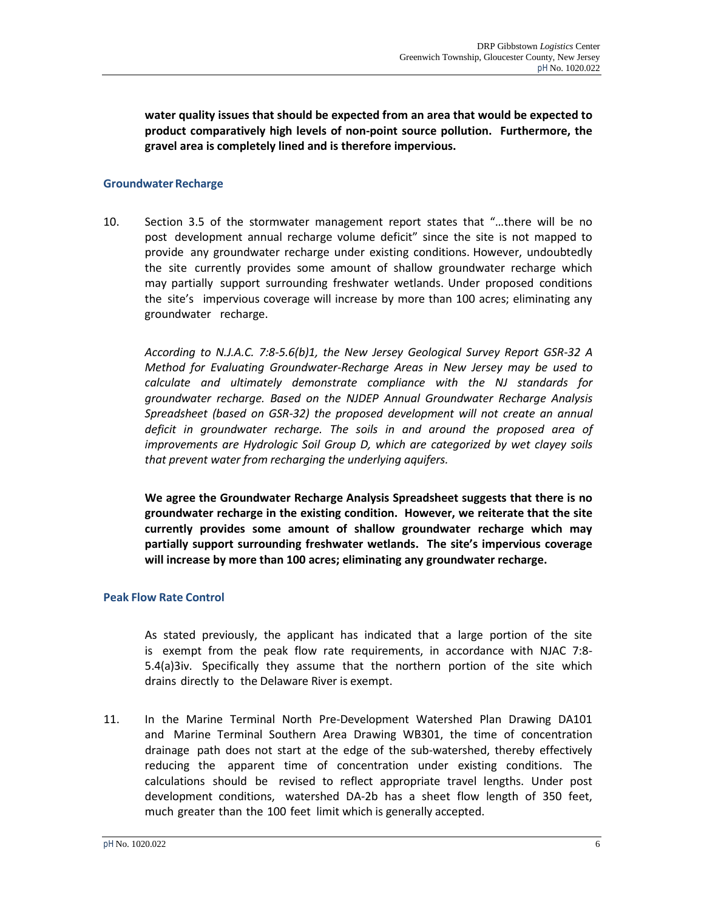**water quality issues that should be expected from an area that would be expected to product comparatively high levels of non-point source pollution. Furthermore, the gravel area is completely lined and is therefore impervious.**

### Groundwater Recharge

10. Section 3.5 of the stormwater management report states that "…there will be no post development annual recharge volume deficit" since the site is not mapped to provide any groundwater recharge under existing conditions. However, undoubtedly the site currently provides some amount of shallow groundwater recharge which may partially support surrounding freshwater wetlands. Under proposed conditions the site's impervious coverage will increase by more than 100 acres; eliminating any groundwater recharge.

    *According to N.J.A.C. 7:8-5.6(b)1, the New Jersey Geological Survey Report GSR-32 A Method for Evaluating Groundwater-Recharge Areas in New Jersey may be used to calculate and ultimately demonstrate compliance with the NJ standards for groundwater recharge. Based on the NJDEP Annual Groundwater Recharge Analysis Spreadsheet (based on GSR-32) the proposed development will not create an annual deficit in groundwater recharge. The soils in and around the proposed area of improvements are Hydrologic Soil Group D, which are categorized by wet clayey soils that prevent water from recharging the underlying aquifers.*

    **We agree the Groundwater Recharge Analysis Spreadsheet suggests that there is no groundwater recharge in the existing condition. However, we reiterate that the site currently provides some amount of shallow groundwater recharge which may partially support surrounding freshwater wetlands. The site's impervious coverage will increase by more than 100 acres; eliminating any groundwater recharge.**

### Peak Flow Rate Control

As stated previously, the applicant has indicated that a large portion of the site is exempt from the peak flow rate requirements, in accordance with NJAC 7:8-5.4(a)3iv. Specifically they assume that the northern portion of the site which drains directly to the Delaware River is exempt.

11. In the Marine Terminal North Pre-Development Watershed Plan Drawing DA101 and Marine Terminal Southern Area Drawing WB301, the time of concentration drainage path does not start at the edge of the sub-watershed, thereby effectively reducing the apparent time of concentration under existing conditions. The calculations should be revised to reflect appropriate travel lengths. Under post development conditions, watershed DA-2b has a sheet flow length of 350 feet, much greater than the 100 feet limit which is generally accepted.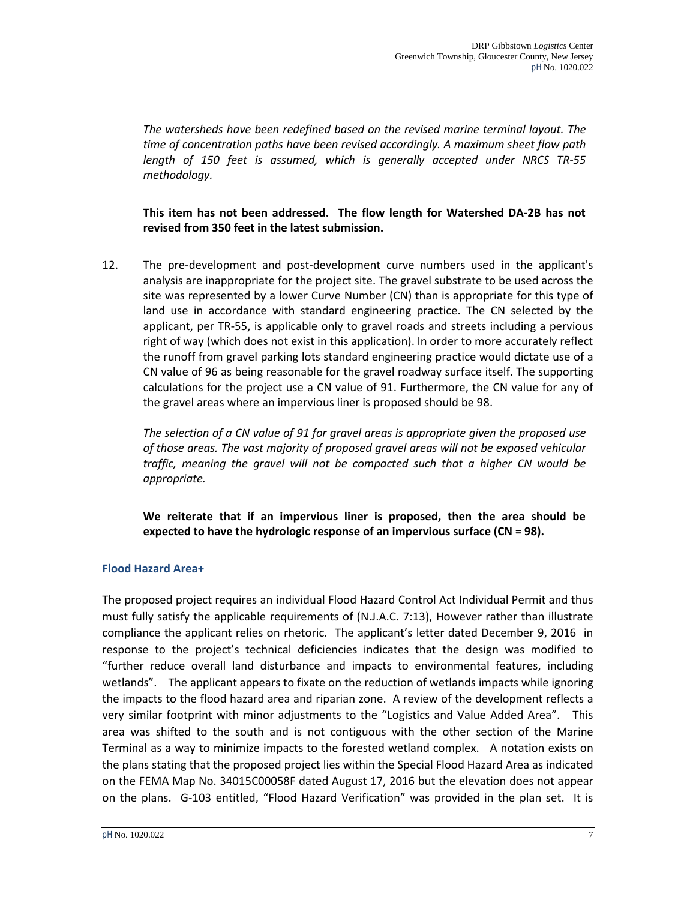*The watersheds have been redefined based on the revised marine terminal layout. The time of concentration paths have been revised accordingly. A maximum sheet flow path length of 150 feet is assumed, which is generally accepted under NRCS TR-55 methodology.*

**This item has not been addressed. The flow length for Watershed DA-2B has not revised from 350 feet in the latest submission.**

12. The pre-development and post-development curve numbers used in the applicant's analysis are inappropriate for the project site. The gravel substrate to be used across the site was represented by a lower Curve Number (CN) than is appropriate for this type of land use in accordance with standard engineering practice. The CN selected by the applicant, per TR-55, is applicable only to gravel roads and streets including a pervious right of way (which does not exist in this application). In order to more accurately reflect the runoff from gravel parking lots standard engineering practice would dictate use of a CN value of 96 as being reasonable for the gravel roadway surface itself. The supporting calculations for the project use a CN value of 91. Furthermore, the CN value for any of the gravel areas where an impervious liner is proposed should be 98.

    *The selection of a CN value of 91 for gravel areas is appropriate given the proposed use of those areas. The vast majority of proposed gravel areas will not be exposed vehicular traffic, meaning the gravel will not be compacted such that a higher CN would be appropriate.*

    **We reiterate that if an impervious liner is proposed, then the area should be expected to have the hydrologic response of an impervious surface (CN = 98).**

### Flood Hazard Area+

The proposed project requires an individual Flood Hazard Control Act Individual Permit and thus must fully satisfy the applicable requirements of (N.J.A.C. 7:13), However rather than illustrate compliance the applicant relies on rhetoric. The applicant's letter dated December 9, 2016 in response to the project's technical deficiencies indicates that the design was modified to "further reduce overall land disturbance and impacts to environmental features, including wetlands". The applicant appears to fixate on the reduction of wetlands impacts while ignoring the impacts to the flood hazard area and riparian zone. A review of the development reflects a very similar footprint with minor adjustments to the "Logistics and Value Added Area". This area was shifted to the south and is not contiguous with the other section of the Marine Terminal as a way to minimize impacts to the forested wetland complex. A notation exists on the plans stating that the proposed project lies within the Special Flood Hazard Area as indicated on the FEMA Map No. 34015C00058F dated August 17, 2016 but the elevation does not appear on the plans. G-103 entitled, "Flood Hazard Verification" was provided in the plan set. It is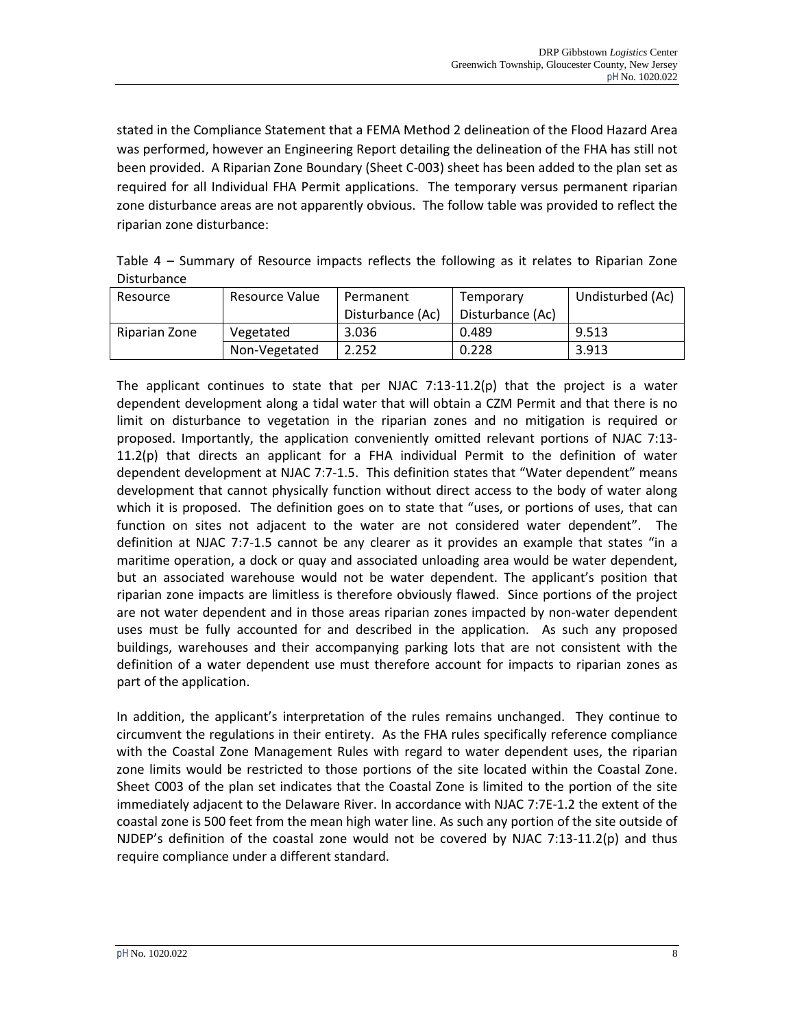stated in the Compliance Statement that a FEMA Method 2 delineation of the Flood Hazard Area was performed, however an Engineering Report detailing the delineation of the FHA has still not been provided. A Riparian Zone Boundary (Sheet C-003) sheet has been added to the plan set as required for all Individual FHA Permit applications. The temporary versus permanent riparian zone disturbance areas are not apparently obvious. The follow table was provided to reflect the riparian zone disturbance:

Table 4 – Summary of Resource impacts reflects the following as it relates to Riparian Zone Disturbance

| Resource | Resource Value | Permanent Disturbance (Ac) | Temporary Disturbance (Ac) | Undisturbed (Ac) |
|---|---|---|---|---|
| Riparian Zone | Vegetated | 3.036 | 0.489 | 9.513 |
| | Non-Vegetated | 2.252 | 0.228 | 3.913 |

The applicant continues to state that per NJAC 7:13-11.2(p) that the project is a water dependent development along a tidal water that will obtain a CZM Permit and that there is no limit on disturbance to vegetation in the riparian zones and no mitigation is required or proposed. Importantly, the application conveniently omitted relevant portions of NJAC 7:13-11.2(p) that directs an applicant for a FHA individual Permit to the definition of water dependent development at NJAC 7:7-1.5. This definition states that "Water dependent" means development that cannot physically function without direct access to the body of water along which it is proposed. The definition goes on to state that "uses, or portions of uses, that can function on sites not adjacent to the water are not considered water dependent". The definition at NJAC 7:7-1.5 cannot be any clearer as it provides an example that states "in a maritime operation, a dock or quay and associated unloading area would be water dependent, but an associated warehouse would not be water dependent. The applicant's position that riparian zone impacts are limitless is therefore obviously flawed. Since portions of the project are not water dependent and in those areas riparian zones impacted by non-water dependent uses must be fully accounted for and described in the application. As such any proposed buildings, warehouses and their accompanying parking lots that are not consistent with the definition of a water dependent use must therefore account for impacts to riparian zones as part of the application.

In addition, the applicant's interpretation of the rules remains unchanged. They continue to circumvent the regulations in their entirety. As the FHA rules specifically reference compliance with the Coastal Zone Management Rules with regard to water dependent uses, the riparian zone limits would be restricted to those portions of the site located within the Coastal Zone. Sheet C003 of the plan set indicates that the Coastal Zone is limited to the portion of the site immediately adjacent to the Delaware River. In accordance with NJAC 7:7E-1.2 the extent of the coastal zone is 500 feet from the mean high water line. As such any portion of the site outside of NJDEP's definition of the coastal zone would not be covered by NJAC 7:13-11.2(p) and thus require compliance under a different standard.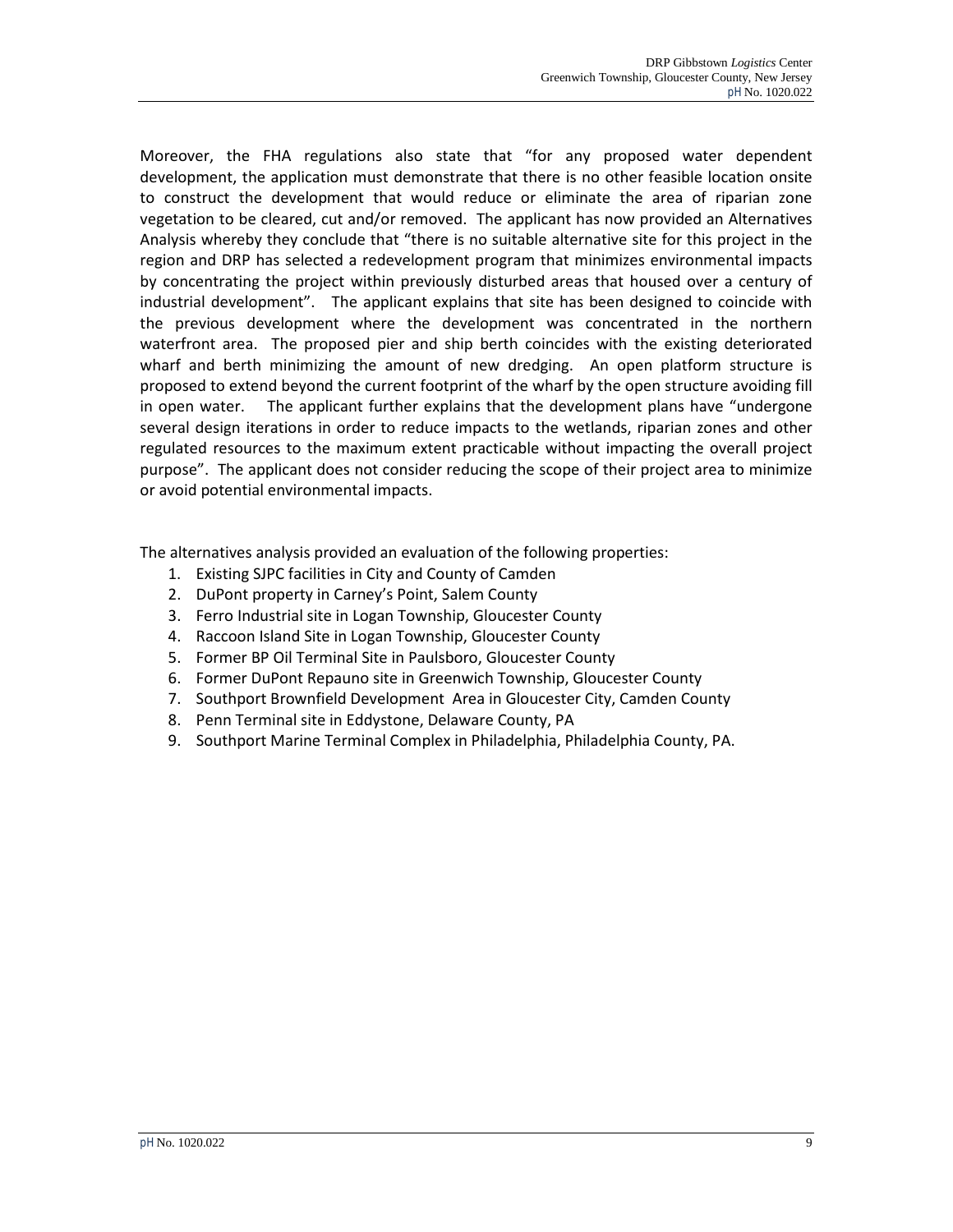Moreover, the FHA regulations also state that "for any proposed water dependent development, the application must demonstrate that there is no other feasible location onsite to construct the development that would reduce or eliminate the area of riparian zone vegetation to be cleared, cut and/or removed. The applicant has now provided an Alternatives Analysis whereby they conclude that "there is no suitable alternative site for this project in the region and DRP has selected a redevelopment program that minimizes environmental impacts by concentrating the project within previously disturbed areas that housed over a century of industrial development". The applicant explains that site has been designed to coincide with the previous development where the development was concentrated in the northern waterfront area. The proposed pier and ship berth coincides with the existing deteriorated wharf and berth minimizing the amount of new dredging. An open platform structure is proposed to extend beyond the current footprint of the wharf by the open structure avoiding fill in open water. The applicant further explains that the development plans have "undergone several design iterations in order to reduce impacts to the wetlands, riparian zones and other regulated resources to the maximum extent practicable without impacting the overall project purpose". The applicant does not consider reducing the scope of their project area to minimize or avoid potential environmental impacts.

The alternatives analysis provided an evaluation of the following properties:

1. Existing SJPC facilities in City and County of Camden
2. DuPont property in Carney's Point, Salem County
3. Ferro Industrial site in Logan Township, Gloucester County
4. Raccoon Island Site in Logan Township, Gloucester County
5. Former BP Oil Terminal Site in Paulsboro, Gloucester County
6. Former DuPont Repauno site in Greenwich Township, Gloucester County
7. Southport Brownfield Development Area in Gloucester City, Camden County
8. Penn Terminal site in Eddystone, Delaware County, PA
9. Southport Marine Terminal Complex in Philadelphia, Philadelphia County, PA.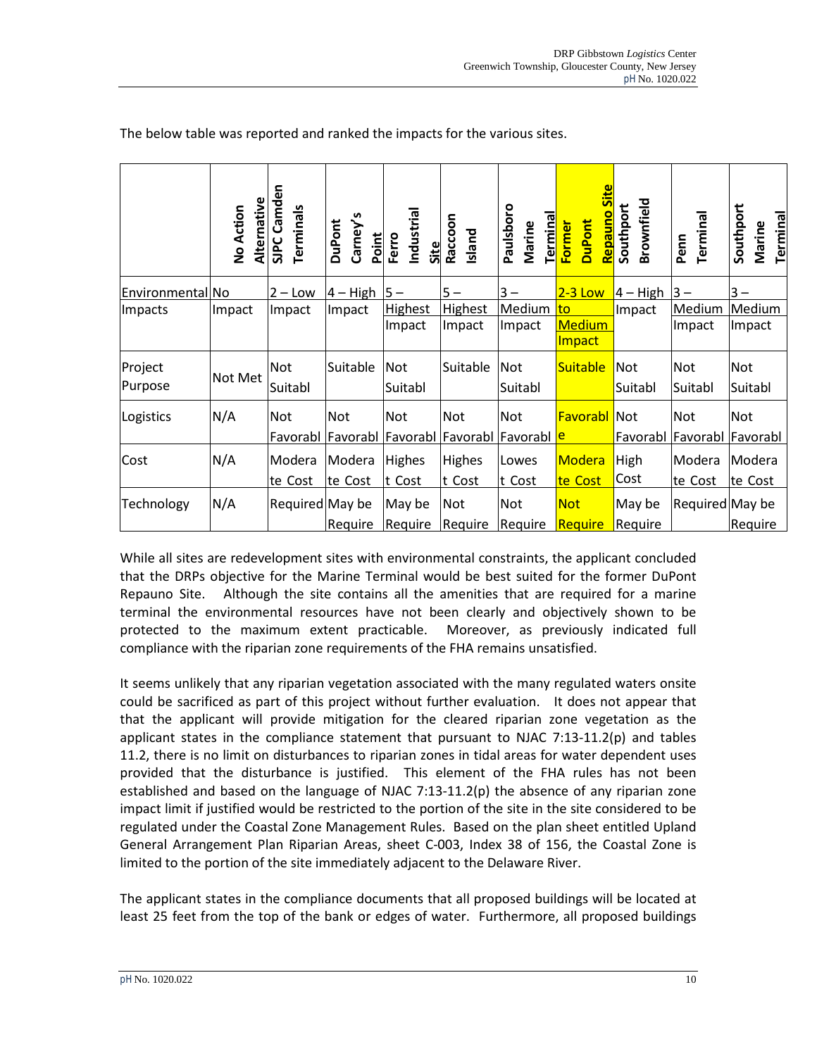The below table was reported and ranked the impacts for the various sites.

| | No Action Alternative | SJPC Camden Terminals | DuPont Carney's Point | Ferro Industrial Site | Raccoon Island | Paulsboro Marine Terminal | Former DuPont Repauno Site | Southport Brownfield | Penn Terminal | Southport Marine Terminal |
|---|---|---|---|---|---|---|---|---|---|---|
| Environmental Impacts | No Impact | 2 – Low Impact | 4 – High Impact | 5 – Highest Impact | 5 – Highest Impact | 3 – Medium Impact | 2-3 Low to Medium Impact | 4 – High Impact | 3 – Medium Impact | 3 – Medium Impact |
| Project Purpose | Not Met | Not Suitabl | Suitable | Not Suitabl | Suitable | Not Suitabl | Suitable | Not Suitabl | Not Suitabl | Not Suitabl |
| Logistics | N/A | Not Favorabl | Not Favorabl | Not Favorabl | Not Favorabl | Not Favorabl | Favorable | Not Favorabl | Not Favorabl | Not Favorabl |
| Cost | N/A | Moderate Cost | Moderate Cost | Highest Cost | Highest Cost | Lowest Cost | Moderate Cost | High Cost | Moderate Cost | Moderate Cost |
| Technology | N/A | Required | May be Require | May be Require | Not Require | Not Require | Not Require | May be Require | Required | May be Require |

While all sites are redevelopment sites with environmental constraints, the applicant concluded that the DRPs objective for the Marine Terminal would be best suited for the former DuPont Repauno Site. Although the site contains all the amenities that are required for a marine terminal the environmental resources have not been clearly and objectively shown to be protected to the maximum extent practicable. Moreover, as previously indicated full compliance with the riparian zone requirements of the FHA remains unsatisfied.

It seems unlikely that any riparian vegetation associated with the many regulated waters onsite could be sacrificed as part of this project without further evaluation. It does not appear that that the applicant will provide mitigation for the cleared riparian zone vegetation as the applicant states in the compliance statement that pursuant to NJAC 7:13-11.2(p) and tables 11.2, there is no limit on disturbances to riparian zones in tidal areas for water dependent uses provided that the disturbance is justified. This element of the FHA rules has not been established and based on the language of NJAC 7:13-11.2(p) the absence of any riparian zone impact limit if justified would be restricted to the portion of the site in the site considered to be regulated under the Coastal Zone Management Rules. Based on the plan sheet entitled Upland General Arrangement Plan Riparian Areas, sheet C-003, Index 38 of 156, the Coastal Zone is limited to the portion of the site immediately adjacent to the Delaware River.

The applicant states in the compliance documents that all proposed buildings will be located at least 25 feet from the top of the bank or edges of water. Furthermore, all proposed buildings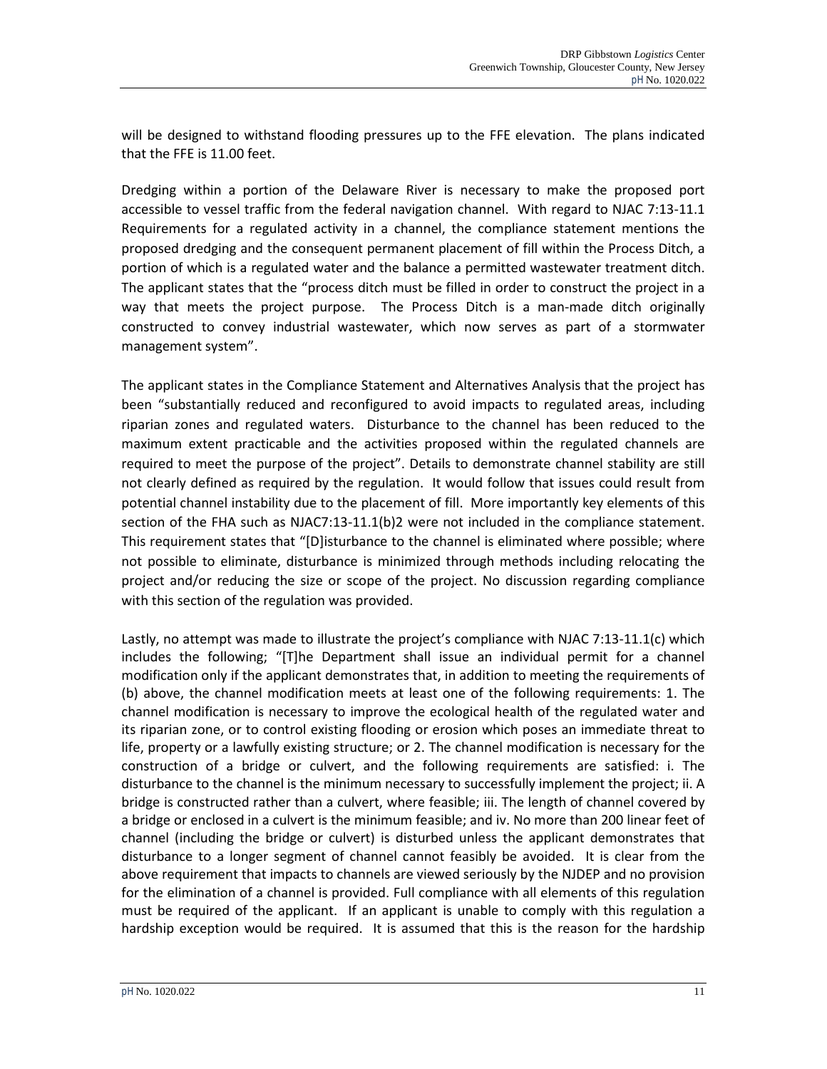will be designed to withstand flooding pressures up to the FFE elevation. The plans indicated that the FFE is 11.00 feet.

Dredging within a portion of the Delaware River is necessary to make the proposed port accessible to vessel traffic from the federal navigation channel. With regard to NJAC 7:13-11.1 Requirements for a regulated activity in a channel, the compliance statement mentions the proposed dredging and the consequent permanent placement of fill within the Process Ditch, a portion of which is a regulated water and the balance a permitted wastewater treatment ditch. The applicant states that the "process ditch must be filled in order to construct the project in a way that meets the project purpose. The Process Ditch is a man-made ditch originally constructed to convey industrial wastewater, which now serves as part of a stormwater management system".

The applicant states in the Compliance Statement and Alternatives Analysis that the project has been "substantially reduced and reconfigured to avoid impacts to regulated areas, including riparian zones and regulated waters. Disturbance to the channel has been reduced to the maximum extent practicable and the activities proposed within the regulated channels are required to meet the purpose of the project". Details to demonstrate channel stability are still not clearly defined as required by the regulation. It would follow that issues could result from potential channel instability due to the placement of fill. More importantly key elements of this section of the FHA such as NJAC7:13-11.1(b)2 were not included in the compliance statement. This requirement states that "[D]isturbance to the channel is eliminated where possible; where not possible to eliminate, disturbance is minimized through methods including relocating the project and/or reducing the size or scope of the project. No discussion regarding compliance with this section of the regulation was provided.

Lastly, no attempt was made to illustrate the project's compliance with NJAC 7:13-11.1(c) which includes the following; "[T]he Department shall issue an individual permit for a channel modification only if the applicant demonstrates that, in addition to meeting the requirements of (b) above, the channel modification meets at least one of the following requirements: 1. The channel modification is necessary to improve the ecological health of the regulated water and its riparian zone, or to control existing flooding or erosion which poses an immediate threat to life, property or a lawfully existing structure; or 2. The channel modification is necessary for the construction of a bridge or culvert, and the following requirements are satisfied: i. The disturbance to the channel is the minimum necessary to successfully implement the project; ii. A bridge is constructed rather than a culvert, where feasible; iii. The length of channel covered by a bridge or enclosed in a culvert is the minimum feasible; and iv. No more than 200 linear feet of channel (including the bridge or culvert) is disturbed unless the applicant demonstrates that disturbance to a longer segment of channel cannot feasibly be avoided. It is clear from the above requirement that impacts to channels are viewed seriously by the NJDEP and no provision for the elimination of a channel is provided. Full compliance with all elements of this regulation must be required of the applicant. If an applicant is unable to comply with this regulation a hardship exception would be required. It is assumed that this is the reason for the hardship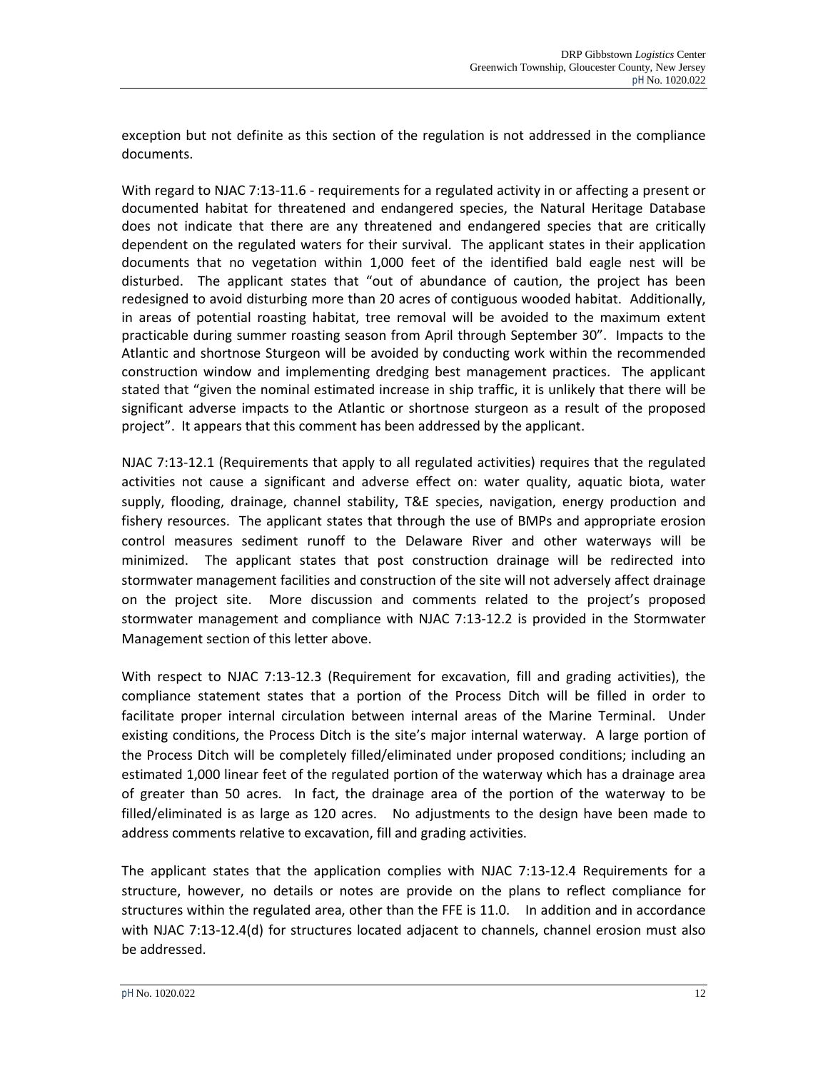exception but not definite as this section of the regulation is not addressed in the compliance documents.

With regard to NJAC 7:13-11.6 - requirements for a regulated activity in or affecting a present or documented habitat for threatened and endangered species, the Natural Heritage Database does not indicate that there are any threatened and endangered species that are critically dependent on the regulated waters for their survival. The applicant states in their application documents that no vegetation within 1,000 feet of the identified bald eagle nest will be disturbed. The applicant states that "out of abundance of caution, the project has been redesigned to avoid disturbing more than 20 acres of contiguous wooded habitat. Additionally, in areas of potential roasting habitat, tree removal will be avoided to the maximum extent practicable during summer roasting season from April through September 30". Impacts to the Atlantic and shortnose Sturgeon will be avoided by conducting work within the recommended construction window and implementing dredging best management practices. The applicant stated that "given the nominal estimated increase in ship traffic, it is unlikely that there will be significant adverse impacts to the Atlantic or shortnose sturgeon as a result of the proposed project". It appears that this comment has been addressed by the applicant.

NJAC 7:13-12.1 (Requirements that apply to all regulated activities) requires that the regulated activities not cause a significant and adverse effect on: water quality, aquatic biota, water supply, flooding, drainage, channel stability, T&E species, navigation, energy production and fishery resources. The applicant states that through the use of BMPs and appropriate erosion control measures sediment runoff to the Delaware River and other waterways will be minimized. The applicant states that post construction drainage will be redirected into stormwater management facilities and construction of the site will not adversely affect drainage on the project site. More discussion and comments related to the project's proposed stormwater management and compliance with NJAC 7:13-12.2 is provided in the Stormwater Management section of this letter above.

With respect to NJAC 7:13-12.3 (Requirement for excavation, fill and grading activities), the compliance statement states that a portion of the Process Ditch will be filled in order to facilitate proper internal circulation between internal areas of the Marine Terminal. Under existing conditions, the Process Ditch is the site's major internal waterway. A large portion of the Process Ditch will be completely filled/eliminated under proposed conditions; including an estimated 1,000 linear feet of the regulated portion of the waterway which has a drainage area of greater than 50 acres. In fact, the drainage area of the portion of the waterway to be filled/eliminated is as large as 120 acres. No adjustments to the design have been made to address comments relative to excavation, fill and grading activities.

The applicant states that the application complies with NJAC 7:13-12.4 Requirements for a structure, however, no details or notes are provide on the plans to reflect compliance for structures within the regulated area, other than the FFE is 11.0. In addition and in accordance with NJAC 7:13-12.4(d) for structures located adjacent to channels, channel erosion must also be addressed.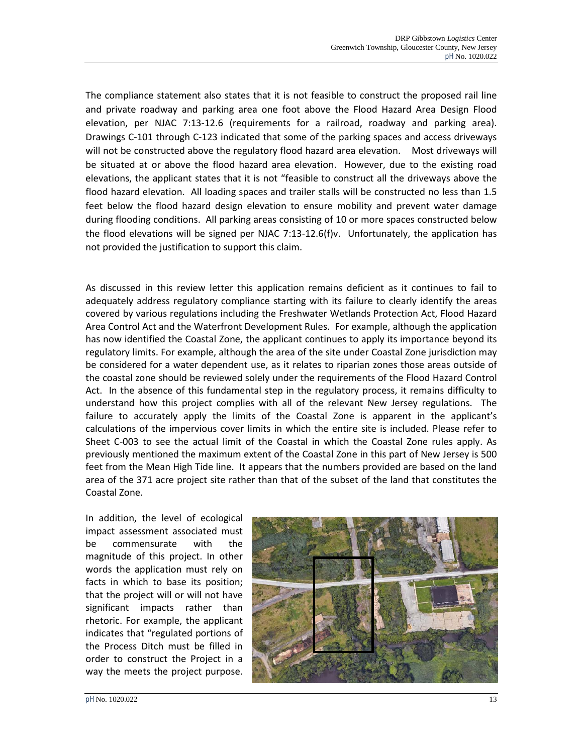The compliance statement also states that it is not feasible to construct the proposed rail line and private roadway and parking area one foot above the Flood Hazard Area Design Flood elevation, per NJAC 7:13-12.6 (requirements for a railroad, roadway and parking area). Drawings C-101 through C-123 indicated that some of the parking spaces and access driveways will not be constructed above the regulatory flood hazard area elevation. Most driveways will be situated at or above the flood hazard area elevation. However, due to the existing road elevations, the applicant states that it is not "feasible to construct all the driveways above the flood hazard elevation. All loading spaces and trailer stalls will be constructed no less than 1.5 feet below the flood hazard design elevation to ensure mobility and prevent water damage during flooding conditions. All parking areas consisting of 10 or more spaces constructed below the flood elevations will be signed per NJAC 7:13-12.6(f)v. Unfortunately, the application has not provided the justification to support this claim.

As discussed in this review letter this application remains deficient as it continues to fail to adequately address regulatory compliance starting with its failure to clearly identify the areas covered by various regulations including the Freshwater Wetlands Protection Act, Flood Hazard Area Control Act and the Waterfront Development Rules. For example, although the application has now identified the Coastal Zone, the applicant continues to apply its importance beyond its regulatory limits. For example, although the area of the site under Coastal Zone jurisdiction may be considered for a water dependent use, as it relates to riparian zones those areas outside of the coastal zone should be reviewed solely under the requirements of the Flood Hazard Control Act. In the absence of this fundamental step in the regulatory process, it remains difficulty to understand how this project complies with all of the relevant New Jersey regulations. The failure to accurately apply the limits of the Coastal Zone is apparent in the applicant's calculations of the impervious cover limits in which the entire site is included. Please refer to Sheet C-003 to see the actual limit of the Coastal in which the Coastal Zone rules apply. As previously mentioned the maximum extent of the Coastal Zone in this part of New Jersey is 500 feet from the Mean High Tide line. It appears that the numbers provided are based on the land area of the 371 acre project site rather than that of the subset of the land that constitutes the Coastal Zone.

In addition, the level of ecological impact assessment associated must be commensurate with the magnitude of this project. In other words the application must rely on facts in which to base its position; that the project will or will not have significant impacts rather than rhetoric. For example, the applicant indicates that "regulated portions of the Process Ditch must be filled in order to construct the Project in a way the meets the project purpose.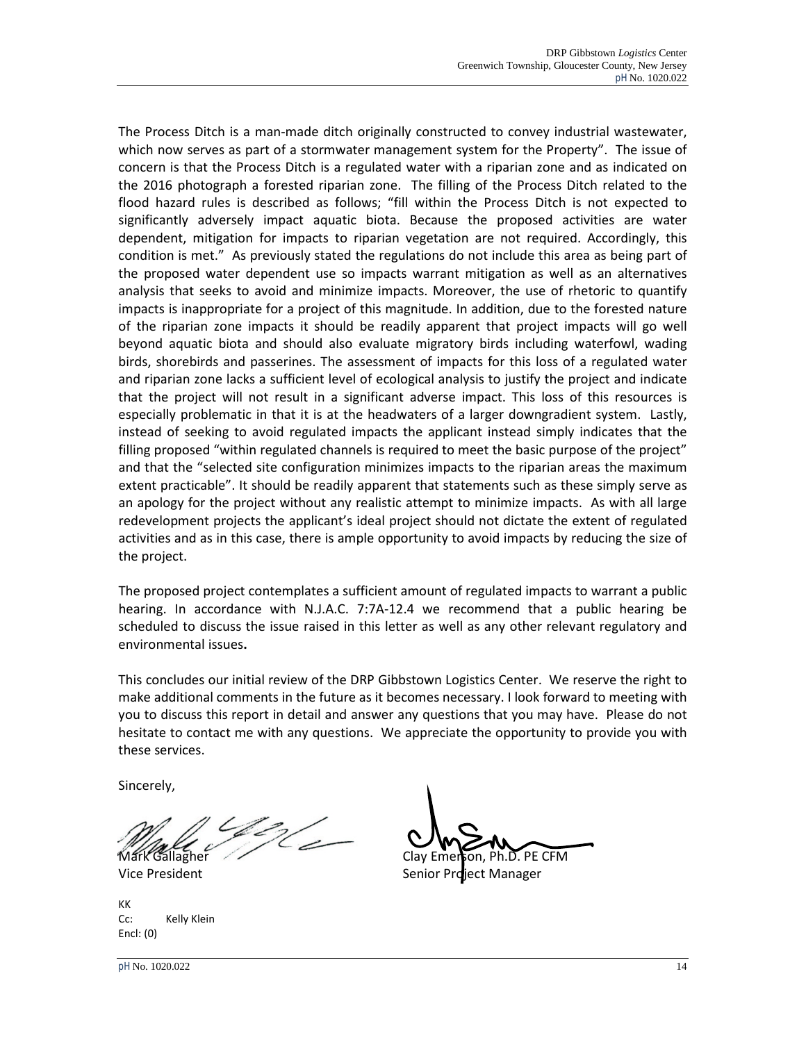The Process Ditch is a man-made ditch originally constructed to convey industrial wastewater, which now serves as part of a stormwater management system for the Property". The issue of concern is that the Process Ditch is a regulated water with a riparian zone and as indicated on the 2016 photograph a forested riparian zone. The filling of the Process Ditch related to the flood hazard rules is described as follows; "fill within the Process Ditch is not expected to significantly adversely impact aquatic biota. Because the proposed activities are water dependent, mitigation for impacts to riparian vegetation are not required. Accordingly, this condition is met." As previously stated the regulations do not include this area as being part of the proposed water dependent use so impacts warrant mitigation as well as an alternatives analysis that seeks to avoid and minimize impacts. Moreover, the use of rhetoric to quantify impacts is inappropriate for a project of this magnitude. In addition, due to the forested nature of the riparian zone impacts it should be readily apparent that project impacts will go well beyond aquatic biota and should also evaluate migratory birds including waterfowl, wading birds, shorebirds and passerines. The assessment of impacts for this loss of a regulated water and riparian zone lacks a sufficient level of ecological analysis to justify the project and indicate that the project will not result in a significant adverse impact. This loss of this resources is especially problematic in that it is at the headwaters of a larger downgradient system. Lastly, instead of seeking to avoid regulated impacts the applicant instead simply indicates that the filling proposed "within regulated channels is required to meet the basic purpose of the project" and that the "selected site configuration minimizes impacts to the riparian areas the maximum extent practicable". It should be readily apparent that statements such as these simply serve as an apology for the project without any realistic attempt to minimize impacts. As with all large redevelopment projects the applicant's ideal project should not dictate the extent of regulated activities and as in this case, there is ample opportunity to avoid impacts by reducing the size of the project.

The proposed project contemplates a sufficient amount of regulated impacts to warrant a public hearing. In accordance with N.J.A.C. 7:7A-12.4 we recommend that a public hearing be scheduled to discuss the issue raised in this letter as well as any other relevant regulatory and environmental issues**.**

This concludes our initial review of the DRP Gibbstown Logistics Center. We reserve the right to make additional comments in the future as it becomes necessary. I look forward to meeting with you to discuss this report in detail and answer any questions that you may have. Please do not hesitate to contact me with any questions. We appreciate the opportunity to provide you with these services.

Sincerely,

Mark Gallagher
Vice President

Clay Emerson, Ph.D. PE CFM
Senior Project Manager

KK
Cc: Kelly Klein
Encl: (0)